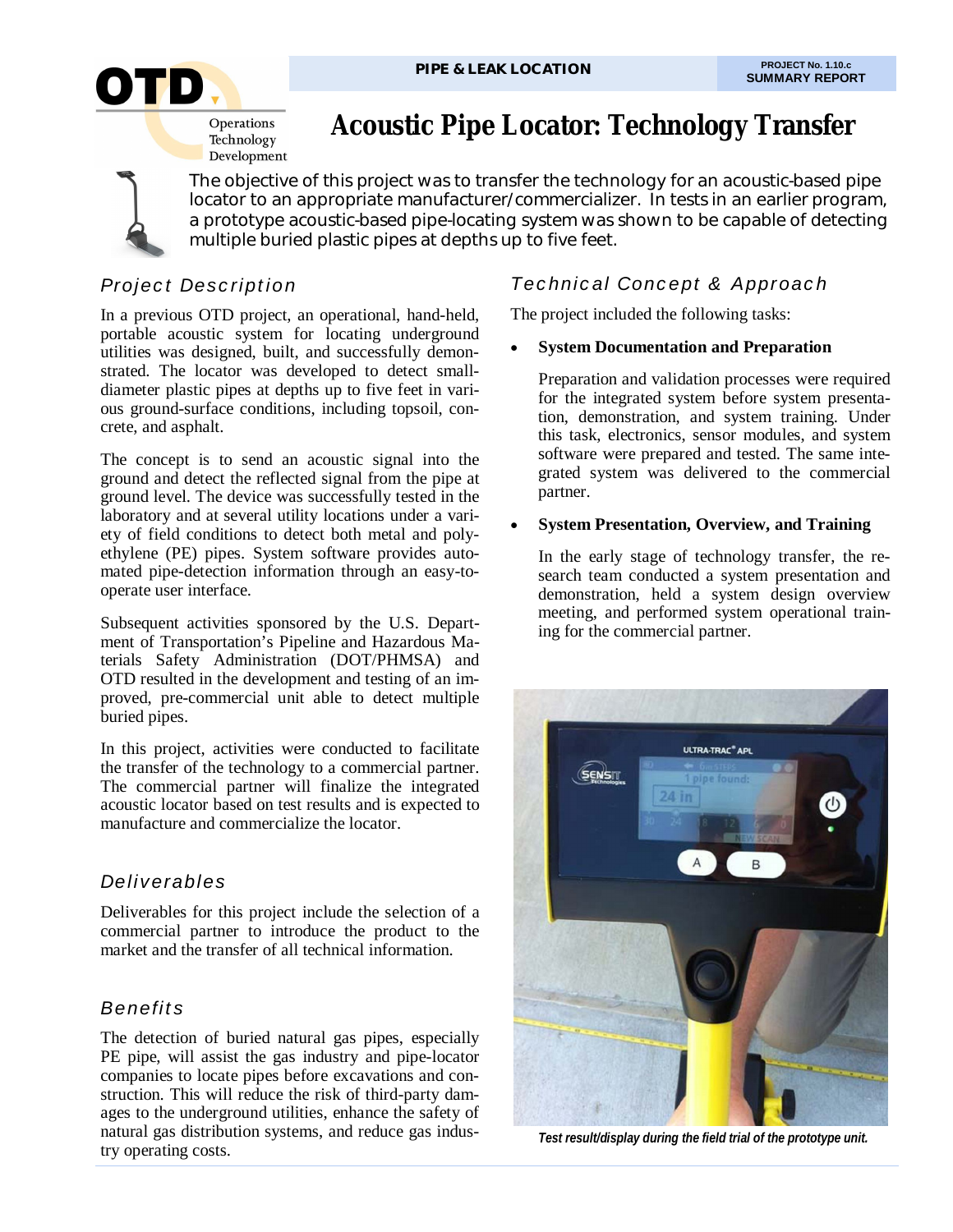PIPE & LEAK LOCATION

PROJECT No. 1.10.c
SUMMARY REPORT

# Acoustic Pipe Locator: Technology Transfer

The objective of this project was to transfer the technology for an acoustic-based pipe locator to an appropriate manufacturer/commercializer. In tests in an earlier program, a prototype acoustic-based pipe-locating system was shown to be capable of detecting multiple buried plastic pipes at depths up to five feet.

## Project Description

In a previous OTD project, an operational, hand-held, portable acoustic system for locating underground utilities was designed, built, and successfully demonstrated. The locator was developed to detect small-diameter plastic pipes at depths up to five feet in various ground-surface conditions, including topsoil, concrete, and asphalt.

The concept is to send an acoustic signal into the ground and detect the reflected signal from the pipe at ground level. The device was successfully tested in the laboratory and at several utility locations under a variety of field conditions to detect both metal and polyethylene (PE) pipes. System software provides automated pipe-detection information through an easy-to-operate user interface.

Subsequent activities sponsored by the U.S. Department of Transportation's Pipeline and Hazardous Materials Safety Administration (DOT/PHMSA) and OTD resulted in the development and testing of an improved, pre-commercial unit able to detect multiple buried pipes.

In this project, activities were conducted to facilitate the transfer of the technology to a commercial partner. The commercial partner will finalize the integrated acoustic locator based on test results and is expected to manufacture and commercialize the locator.

## Deliverables

Deliverables for this project include the selection of a commercial partner to introduce the product to the market and the transfer of all technical information.

## Benefits

The detection of buried natural gas pipes, especially PE pipe, will assist the gas industry and pipe-locator companies to locate pipes before excavations and construction. This will reduce the risk of third-party damages to the underground utilities, enhance the safety of natural gas distribution systems, and reduce gas industry operating costs.

## Technical Concept & Approach

The project included the following tasks:

- **System Documentation and Preparation**

  Preparation and validation processes were required for the integrated system before system presentation, demonstration, and system training. Under this task, electronics, sensor modules, and system software were prepared and tested. The same integrated system was delivered to the commercial partner.

- **System Presentation, Overview, and Training**

  In the early stage of technology transfer, the research team conducted a system presentation and demonstration, held a system design overview meeting, and performed system operational training for the commercial partner.

*Test result/display during the field trial of the prototype unit.*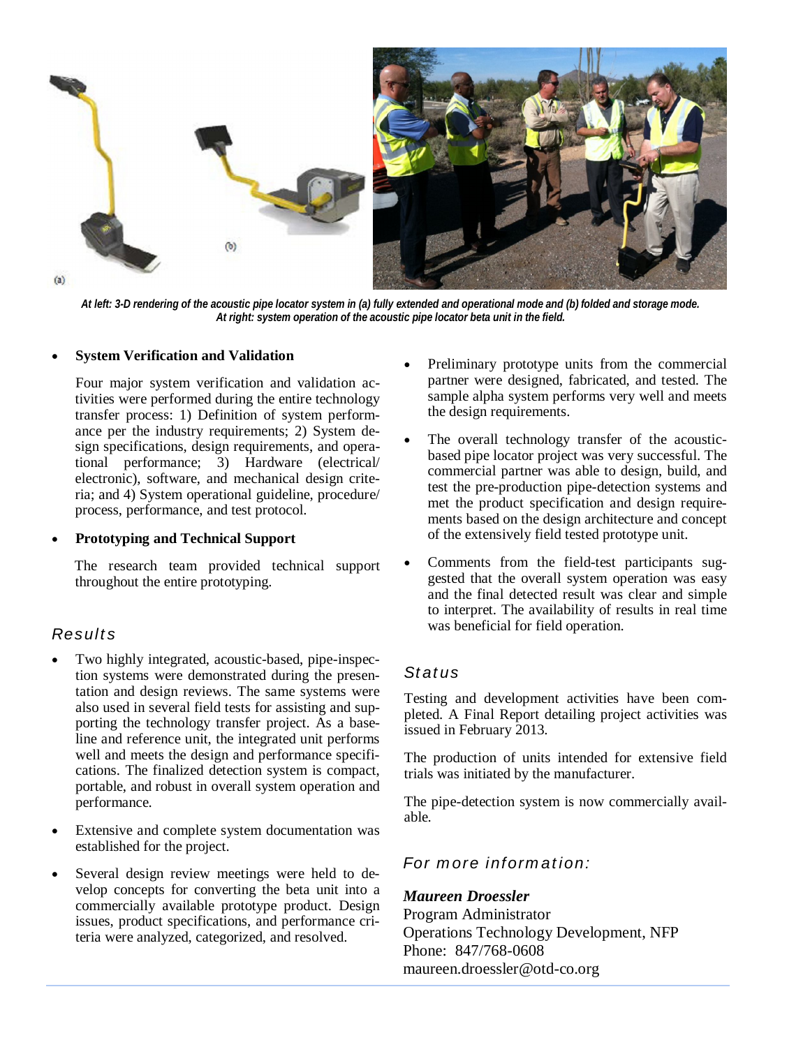*At left: 3-D rendering of the acoustic pipe locator system in (a) fully extended and operational mode and (b) folded and storage mode. At right: system operation of the acoustic pipe locator beta unit in the field.*

- **System Verification and Validation**

  Four major system verification and validation activities were performed during the entire technology transfer process: 1) Definition of system performance per the industry requirements; 2) System design specifications, design requirements, and operational performance; 3) Hardware (electrical/electronic), software, and mechanical design criteria; and 4) System operational guideline, procedure/process, performance, and test protocol.

- **Prototyping and Technical Support**

  The research team provided technical support throughout the entire prototyping.

## Results

- Two highly integrated, acoustic-based, pipe-inspection systems were demonstrated during the presentation and design reviews. The same systems were also used in several field tests for assisting and supporting the technology transfer project. As a baseline and reference unit, the integrated unit performs well and meets the design and performance specifications. The finalized detection system is compact, portable, and robust in overall system operation and performance.
- Extensive and complete system documentation was established for the project.
- Several design review meetings were held to develop concepts for converting the beta unit into a commercially available prototype product. Design issues, product specifications, and performance criteria were analyzed, categorized, and resolved.
- Preliminary prototype units from the commercial partner were designed, fabricated, and tested. The sample alpha system performs very well and meets the design requirements.
- The overall technology transfer of the acoustic-based pipe locator project was very successful. The commercial partner was able to design, build, and test the pre-production pipe-detection systems and met the product specification and design requirements based on the design architecture and concept of the extensively field tested prototype unit.
- Comments from the field-test participants suggested that the overall system operation was easy and the final detected result was clear and simple to interpret. The availability of results in real time was beneficial for field operation.

## Status

Testing and development activities have been completed. A Final Report detailing project activities was issued in February 2013.

The production of units intended for extensive field trials was initiated by the manufacturer.

The pipe-detection system is now commercially available.

## For more information:

***Maureen Droessler***
Program Administrator
Operations Technology Development, NFP
Phone: 847/768-0608
maureen.droessler@otd-co.org